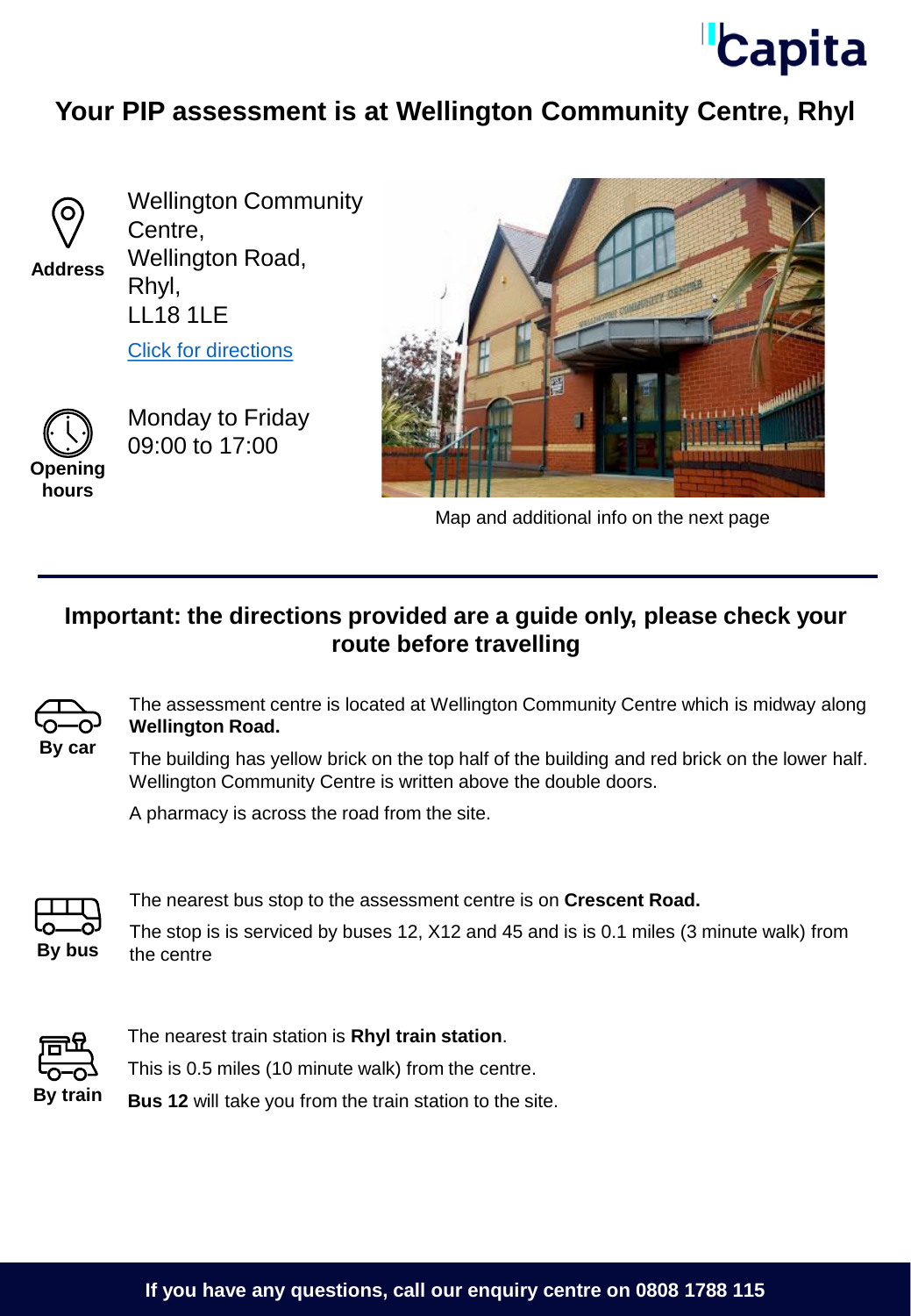Capita

# Your PIP assessment is at Wellington Community Centre, Rhyl

**Address**

Wellington Community Centre,
Wellington Road,
Rhyl,
LL18 1LE

[Click for directions]

**Opening hours**

Monday to Friday
09:00 to 17:00

Map and additional info on the next page

## Important: the directions provided are a guide only, please check your route before travelling

**By car**

The assessment centre is located at Wellington Community Centre which is midway along **Wellington Road.**

The building has yellow brick on the top half of the building and red brick on the lower half. Wellington Community Centre is written above the double doors.

A pharmacy is across the road from the site.

**By bus**

The nearest bus stop to the assessment centre is on **Crescent Road.**

The stop is is serviced by buses 12, X12 and 45 and is is 0.1 miles (3 minute walk) from the centre

**By train**

The nearest train station is **Rhyl train station**.

This is 0.5 miles (10 minute walk) from the centre.

**Bus 12** will take you from the train station to the site.

**If you have any questions, call our enquiry centre on 0808 1788 115**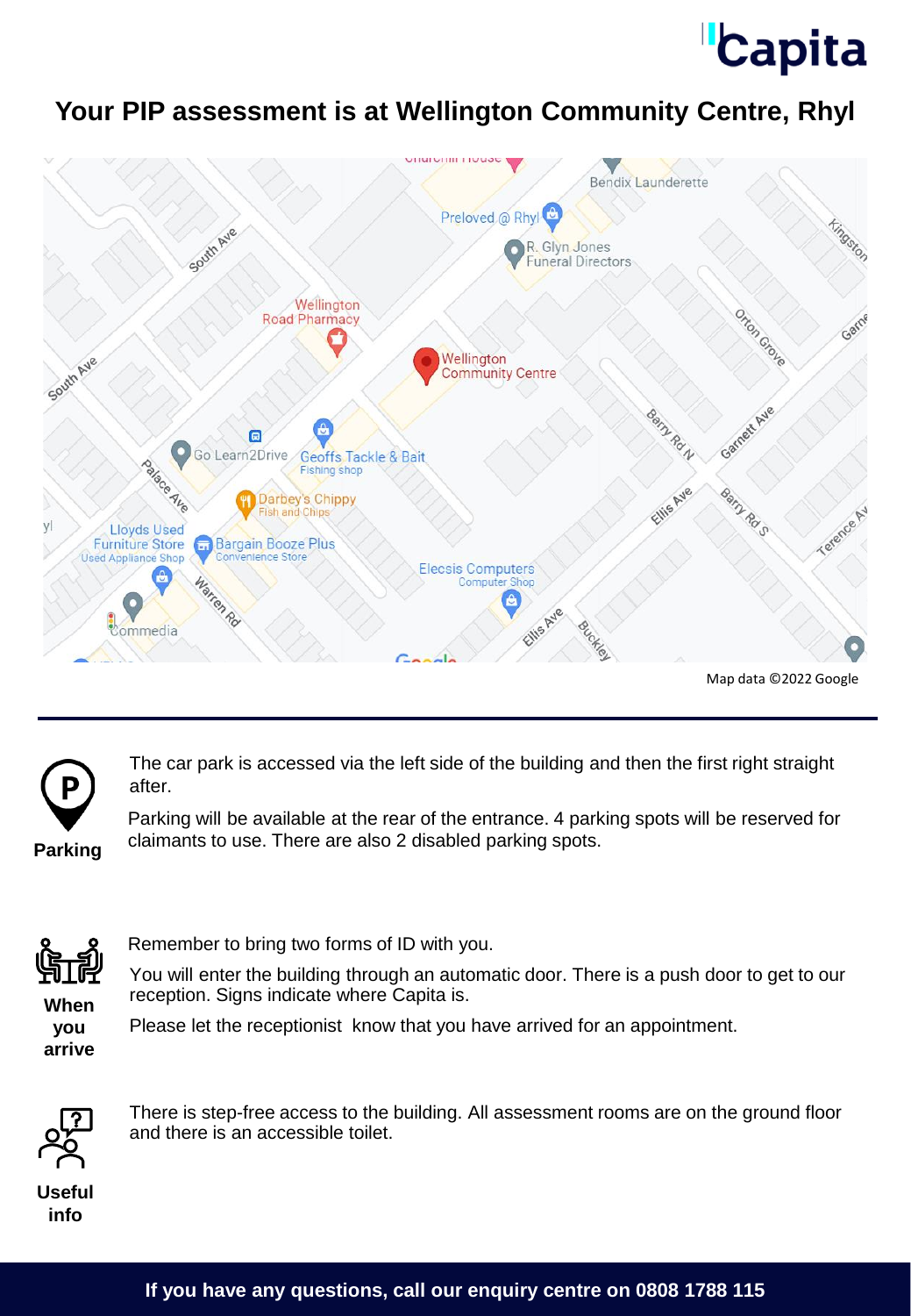Capita

# Your PIP assessment is at Wellington Community Centre, Rhyl

Map data ©2022 Google

**Parking**

The car park is accessed via the left side of the building and then the first right straight after.

Parking will be available at the rear of the entrance. 4 parking spots will be reserved for claimants to use. There are also 2 disabled parking spots.

**When you arrive**

Remember to bring two forms of ID with you.

You will enter the building through an automatic door. There is a push door to get to our reception. Signs indicate where Capita is.

Please let the receptionist know that you have arrived for an appointment.

**Useful info**

There is step-free access to the building. All assessment rooms are on the ground floor and there is an accessible toilet.

**If you have any questions, call our enquiry centre on 0808 1788 115**